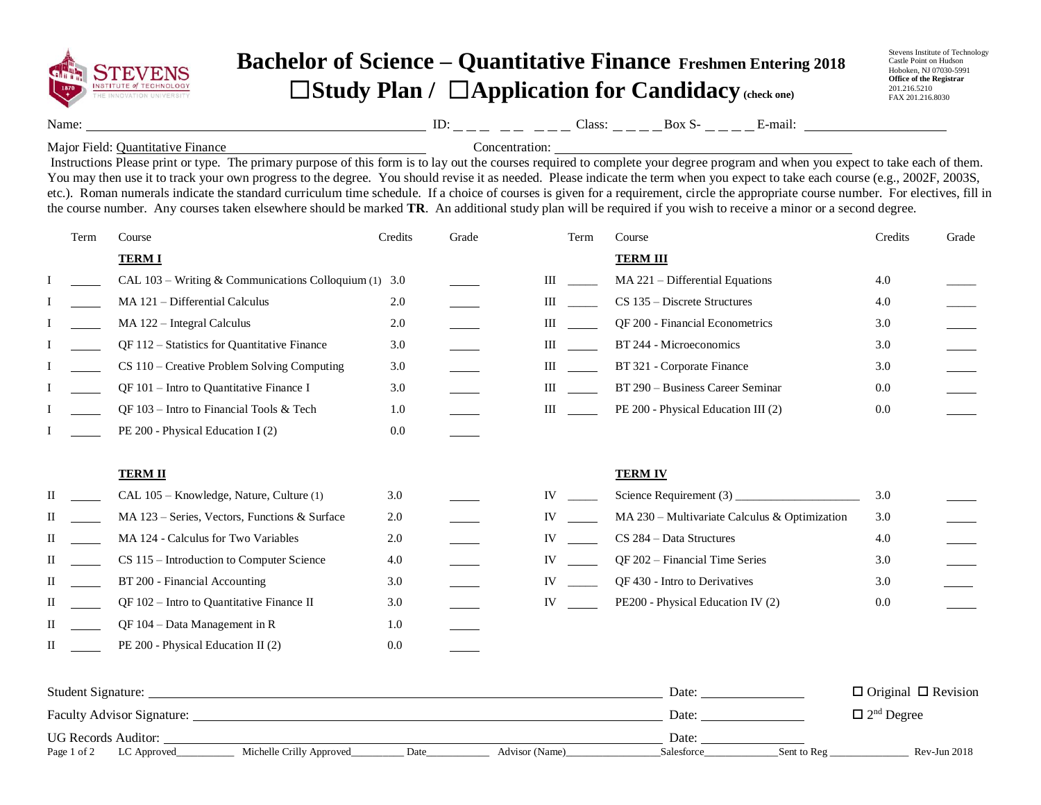# Bachelor of Science – Quantitative Finance Freshmen Entering 2018

## ☐Study Plan / ☐Application for Candidacy (check one)

Stevens Institute of Technology
Castle Point on Hudson
Hoboken, NJ 07030-5991
**Office of the Registrar**
201.216.5210
FAX 201.216.8030

Name: ______________________ ID: _ _ _ _ _ _ _ _ Class: _ _ _ _ Box S- _ _ _ _ E-mail: ______________

Major Field: Quantitative Finance ______________ Concentration: ______________________

Instructions Please print or type. The primary purpose of this form is to lay out the courses required to complete your degree program and when you expect to take each of them. You may then use it to track your own progress to the degree. You should revise it as needed. Please indicate the term when you expect to take each course (e.g., 2002F, 2003S, etc.). Roman numerals indicate the standard curriculum time schedule. If a choice of courses is given for a requirement, circle the appropriate course number. For electives, fill in the course number. Any courses taken elsewhere should be marked **TR**. An additional study plan will be required if you wish to receive a minor or a second degree.

| | Term | Course | Credits | Grade |
|---|---|---|---|---|
| | | **TERM I** | | |
| I | _____ | CAL 103 – Writing & Communications Colloquium (1) | 3.0 | _____ |
| I | _____ | MA 121 – Differential Calculus | 2.0 | _____ |
| I | _____ | MA 122 – Integral Calculus | 2.0 | _____ |
| I | _____ | QF 112 – Statistics for Quantitative Finance | 3.0 | _____ |
| I | _____ | CS 110 – Creative Problem Solving Computing | 3.0 | _____ |
| I | _____ | QF 101 – Intro to Quantitative Finance I | 3.0 | _____ |
| I | _____ | QF 103 – Intro to Financial Tools & Tech | 1.0 | _____ |
| I | _____ | PE 200 - Physical Education I (2) | 0.0 | _____ |
| | | **TERM II** | | |
| II | _____ | CAL 105 – Knowledge, Nature, Culture (1) | 3.0 | _____ |
| II | _____ | MA 123 – Series, Vectors, Functions & Surface | 2.0 | _____ |
| II | _____ | MA 124 - Calculus for Two Variables | 2.0 | _____ |
| II | _____ | CS 115 – Introduction to Computer Science | 4.0 | _____ |
| II | _____ | BT 200 - Financial Accounting | 3.0 | _____ |
| II | _____ | QF 102 – Intro to Quantitative Finance II | 3.0 | _____ |
| II | _____ | QF 104 – Data Management in R | 1.0 | _____ |
| II | _____ | PE 200 - Physical Education II (2) | 0.0 | _____ |
| | | **TERM III** | | |
| III | _____ | MA 221 – Differential Equations | 4.0 | _____ |
| III | _____ | CS 135 – Discrete Structures | 4.0 | _____ |
| III | _____ | QF 200 - Financial Econometrics | 3.0 | _____ |
| III | _____ | BT 244 - Microeconomics | 3.0 | _____ |
| III | _____ | BT 321 - Corporate Finance | 3.0 | _____ |
| III | _____ | BT 290 – Business Career Seminar | 0.0 | _____ |
| III | _____ | PE 200 - Physical Education III (2) | 0.0 | _____ |
| | | **TERM IV** | | |
| IV | _____ | Science Requirement (3) ____________ | 3.0 | _____ |
| IV | _____ | MA 230 – Multivariate Calculus & Optimization | 3.0 | _____ |
| IV | _____ | CS 284 – Data Structures | 4.0 | _____ |
| IV | _____ | QF 202 – Financial Time Series | 3.0 | _____ |
| IV | _____ | QF 430 - Intro to Derivatives | 3.0 | _____ |
| IV | _____ | PE200 - Physical Education IV (2) | 0.0 | _____ |

Student Signature: ______________________ Date: __________ ☐ Original ☐ Revision

Faculty Advisor Signature: ______________________ Date: __________ ☐ 2nd Degree

UG Records Auditor: ______________________ Date: __________

LC Approved________ Michelle Crilly Approved________ Date________ Advisor (Name)________ Salesforce________ Sent to Reg ________ Rev-Jun 2018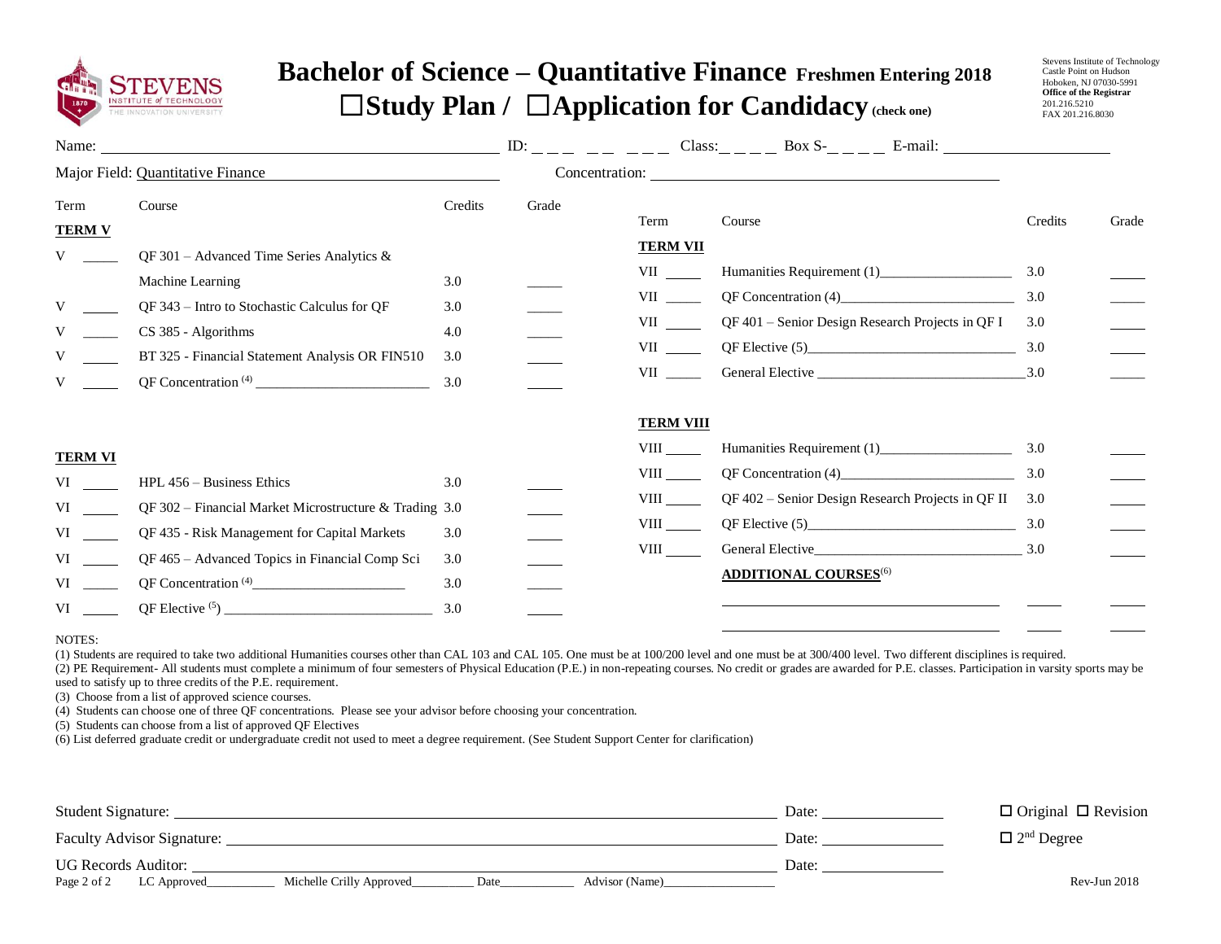# Bachelor of Science – Quantitative Finance Freshmen Entering 2018

☐Study Plan / ☐Application for Candidacy (check one)

Stevens Institute of Technology
Castle Point on Hudson
Hoboken, NJ 07030-5991
**Office of the Registrar**
201.216.5210
FAX 201.216.8030

Name: ______________________ ID: _ _ _ _ _ _ _ _ Class: _ _ _ _ Box S- _ _ _ _ E-mail: ______________

Major Field: Quantitative Finance Concentration: ______________________

| Term | | Course | Credits | Grade |
|---|---|---|---|---|
| **TERM V** | | | | |
| V | _____ | QF 301 – Advanced Time Series Analytics & Machine Learning | 3.0 | _____ |
| V | _____ | QF 343 – Intro to Stochastic Calculus for QF | 3.0 | _____ |
| V | _____ | CS 385 - Algorithms | 4.0 | _____ |
| V | _____ | BT 325 - Financial Statement Analysis OR FIN510 | 3.0 | _____ |
| V | _____ | QF Concentration (4) ______________ | 3.0 | _____ |
| **TERM VI** | | | | |
| VI | _____ | HPL 456 – Business Ethics | 3.0 | _____ |
| VI | _____ | QF 302 – Financial Market Microstructure & Trading | 3.0 | _____ |
| VI | _____ | QF 435 - Risk Management for Capital Markets | 3.0 | _____ |
| VI | _____ | QF 465 – Advanced Topics in Financial Comp Sci | 3.0 | _____ |
| VI | _____ | QF Concentration (4) ______________ | 3.0 | _____ |
| VI | _____ | QF Elective (5) ______________ | 3.0 | _____ |

| Term | | Course | Credits | Grade |
|---|---|---|---|---|
| **TERM VII** | | | | |
| VII | _____ | Humanities Requirement (1) ______________ | 3.0 | _____ |
| VII | _____ | QF Concentration (4) ______________ | 3.0 | _____ |
| VII | _____ | QF 401 – Senior Design Research Projects in QF I | 3.0 | _____ |
| VII | _____ | QF Elective (5) ______________ | 3.0 | _____ |
| VII | _____ | General Elective ______________ | 3.0 | _____ |
| **TERM VIII** | | | | |
| VIII | _____ | Humanities Requirement (1) ______________ | 3.0 | _____ |
| VIII | _____ | QF Concentration (4) ______________ | 3.0 | _____ |
| VIII | _____ | QF 402 – Senior Design Research Projects in QF II | 3.0 | _____ |
| VIII | _____ | QF Elective (5) ______________ | 3.0 | _____ |
| VIII | _____ | General Elective ______________ | 3.0 | _____ |
| | | **ADDITIONAL COURSES**(6) | | |
| | | ______________ | _____ | _____ |
| | | ______________ | _____ | _____ |

NOTES:

(1) Students are required to take two additional Humanities courses other than CAL 103 and CAL 105. One must be at 100/200 level and one must be at 300/400 level. Two different disciplines is required.

(2) PE Requirement- All students must complete a minimum of four semesters of Physical Education (P.E.) in non-repeating courses. No credit or grades are awarded for P.E. classes. Participation in varsity sports may be used to satisfy up to three credits of the P.E. requirement.

(3) Choose from a list of approved science courses.

(4) Students can choose one of three QF concentrations. Please see your advisor before choosing your concentration.

(5) Students can choose from a list of approved QF Electives

(6) List deferred graduate credit or undergraduate credit not used to meet a degree requirement. (See Student Support Center for clarification)

Student Signature: ______________________ Date: ____________ ☐ Original ☐ Revision

Faculty Advisor Signature: ______________________ Date: ____________ ☐ 2nd Degree

UG Records Auditor: ______________________ Date: ____________

LC Approved__________ Michelle Crilly Approved__________ Date__________ Advisor (Name)______________

Rev-Jun 2018